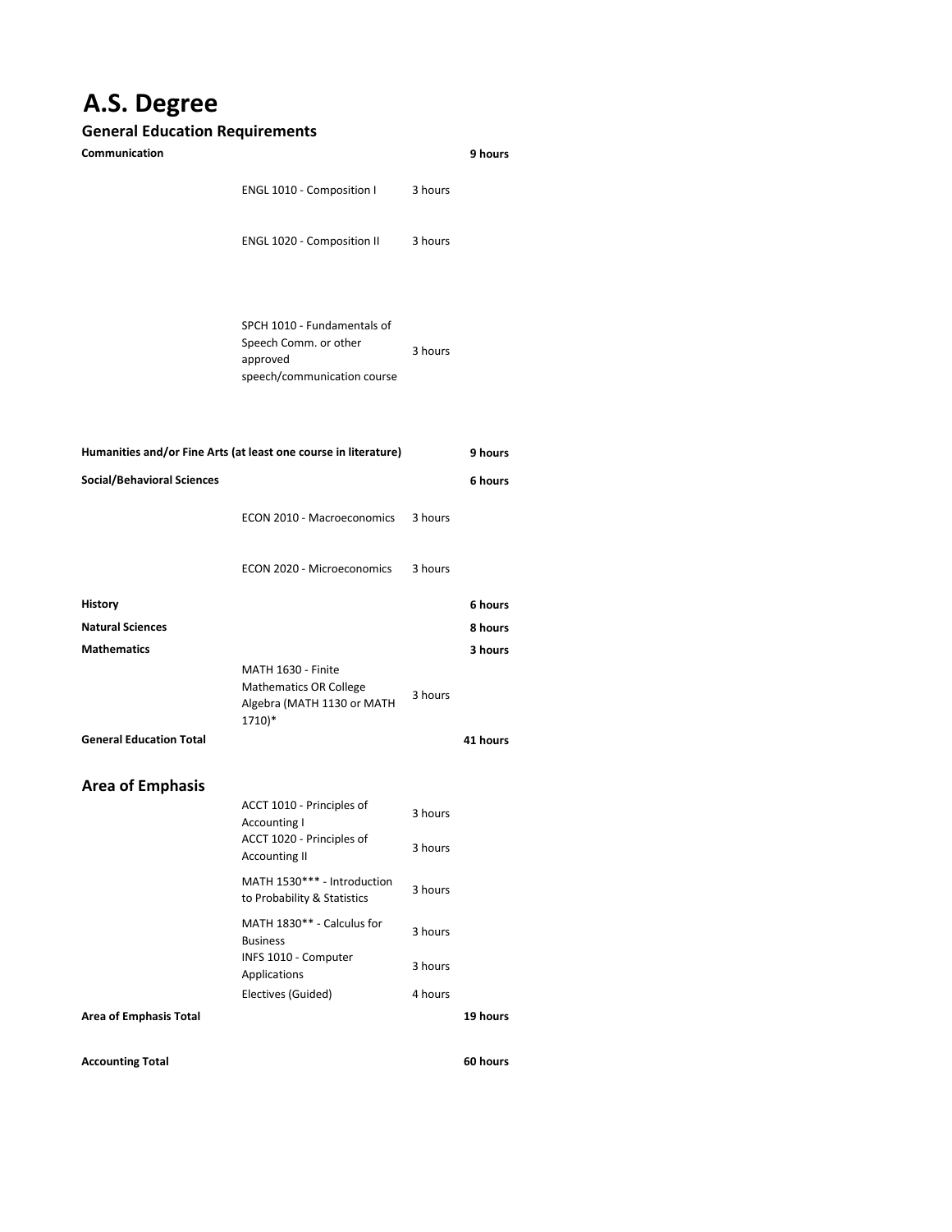# A.S. Degree

## General Education Requirements

| | | | |
|---|---|---|---|
| **Communication** | | | **9 hours** |
| | ENGL 1010 - Composition I | 3 hours | |
| | ENGL 1020 - Composition II | 3 hours | |
| | SPCH 1010 - Fundamentals of Speech Comm. or other approved speech/communication course | 3 hours | |
| **Humanities and/or Fine Arts (at least one course in literature)** | | | **9 hours** |
| **Social/Behavioral Sciences** | | | **6 hours** |
| | ECON 2010 - Macroeconomics | 3 hours | |
| | ECON 2020 - Microeconomics | 3 hours | |
| **History** | | | **6 hours** |
| **Natural Sciences** | | | **8 hours** |
| **Mathematics** | | | **3 hours** |
| | MATH 1630 - Finite Mathematics OR College Algebra (MATH 1130 or MATH 1710)* | 3 hours | |
| **General Education Total** | | | **41 hours** |

## Area of Emphasis

| | | | |
|---|---|---|---|
| | ACCT 1010 - Principles of Accounting I | 3 hours | |
| | ACCT 1020 - Principles of Accounting II | 3 hours | |
| | MATH 1530*** - Introduction to Probability & Statistics | 3 hours | |
| | MATH 1830** - Calculus for Business | 3 hours | |
| | INFS 1010 - Computer Applications | 3 hours | |
| | Electives (Guided) | 4 hours | |
| **Area of Emphasis Total** | | | **19 hours** |
| | | | |
| **Accounting Total** | | | **60 hours** |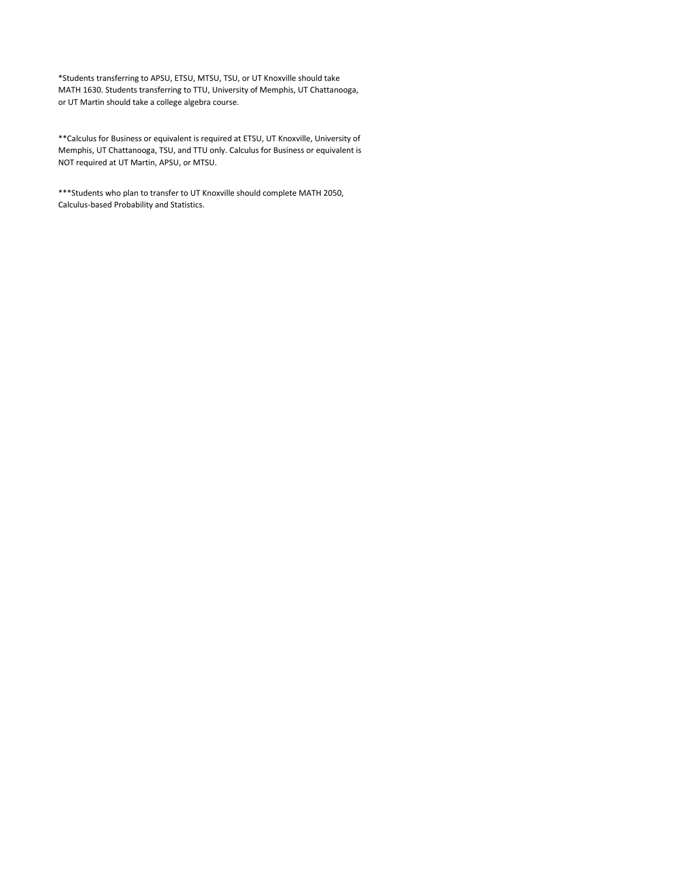*Students transferring to APSU, ETSU, MTSU, TSU, or UT Knoxville should take MATH 1630. Students transferring to TTU, University of Memphis, UT Chattanooga, or UT Martin should take a college algebra course.

**Calculus for Business or equivalent is required at ETSU, UT Knoxville, University of Memphis, UT Chattanooga, TSU, and TTU only. Calculus for Business or equivalent is NOT required at UT Martin, APSU, or MTSU.

***Students who plan to transfer to UT Knoxville should complete MATH 2050, Calculus-based Probability and Statistics.